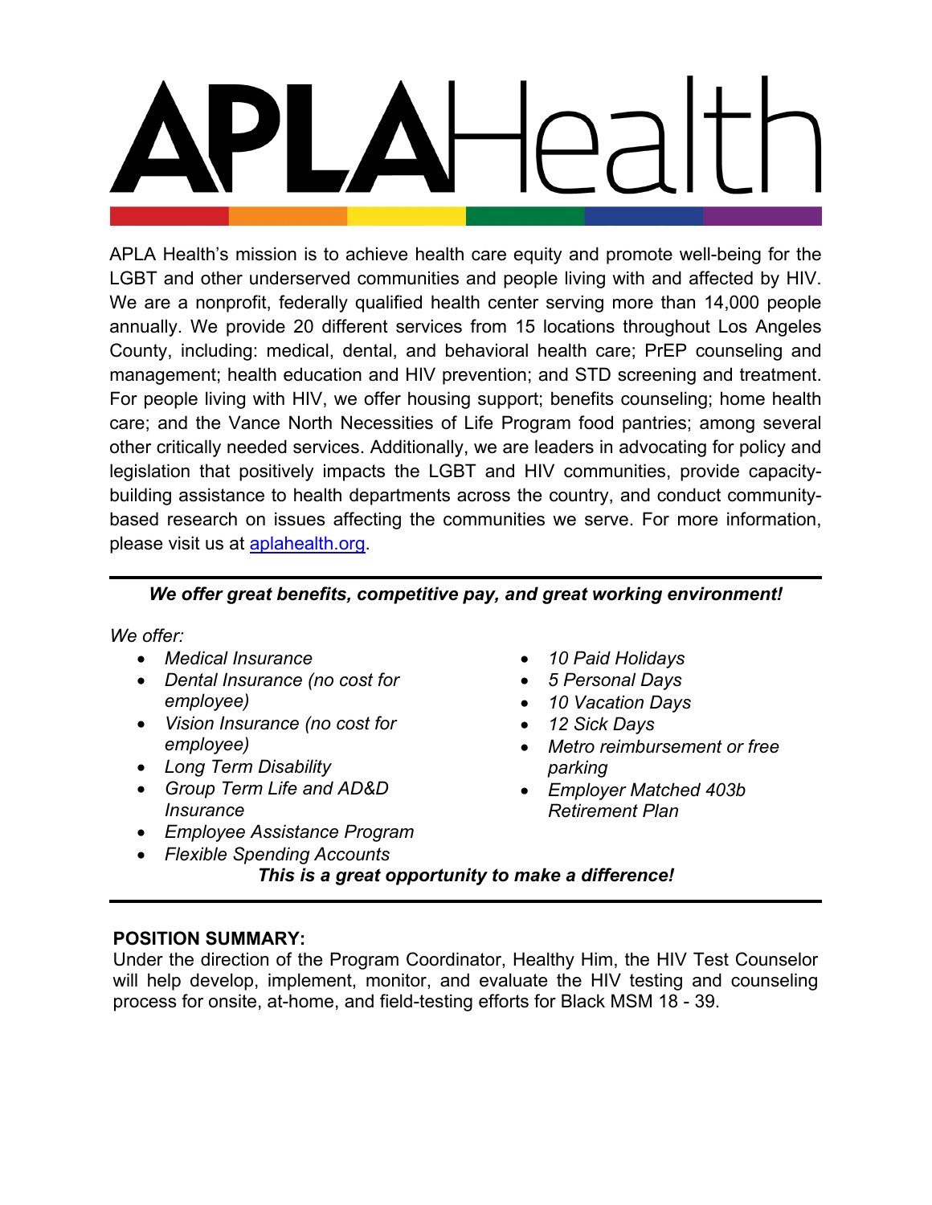# APLAHealth

APLA Health's mission is to achieve health care equity and promote well-being for the LGBT and other underserved communities and people living with and affected by HIV. We are a nonprofit, federally qualified health center serving more than 14,000 people annually. We provide 20 different services from 15 locations throughout Los Angeles County, including: medical, dental, and behavioral health care; PrEP counseling and management; health education and HIV prevention; and STD screening and treatment. For people living with HIV, we offer housing support; benefits counseling; home health care; and the Vance North Necessities of Life Program food pantries; among several other critically needed services. Additionally, we are leaders in advocating for policy and legislation that positively impacts the LGBT and HIV communities, provide capacity-building assistance to health departments across the country, and conduct community-based research on issues affecting the communities we serve. For more information, please visit us at [aplahealth.org](aplahealth.org).

---

***We offer great benefits, competitive pay, and great working environment!***

*We offer:*

- *Medical Insurance*
- *Dental Insurance (no cost for employee)*
- *Vision Insurance (no cost for employee)*
- *Long Term Disability*
- *Group Term Life and AD&D Insurance*
- *Employee Assistance Program*
- *Flexible Spending Accounts*
- *10 Paid Holidays*
- *5 Personal Days*
- *10 Vacation Days*
- *12 Sick Days*
- *Metro reimbursement or free parking*
- *Employer Matched 403b Retirement Plan*

***This is a great opportunity to make a difference!***

---

**POSITION SUMMARY:**

Under the direction of the Program Coordinator, Healthy Him, the HIV Test Counselor will help develop, implement, monitor, and evaluate the HIV testing and counseling process for onsite, at-home, and field-testing efforts for Black MSM 18 - 39.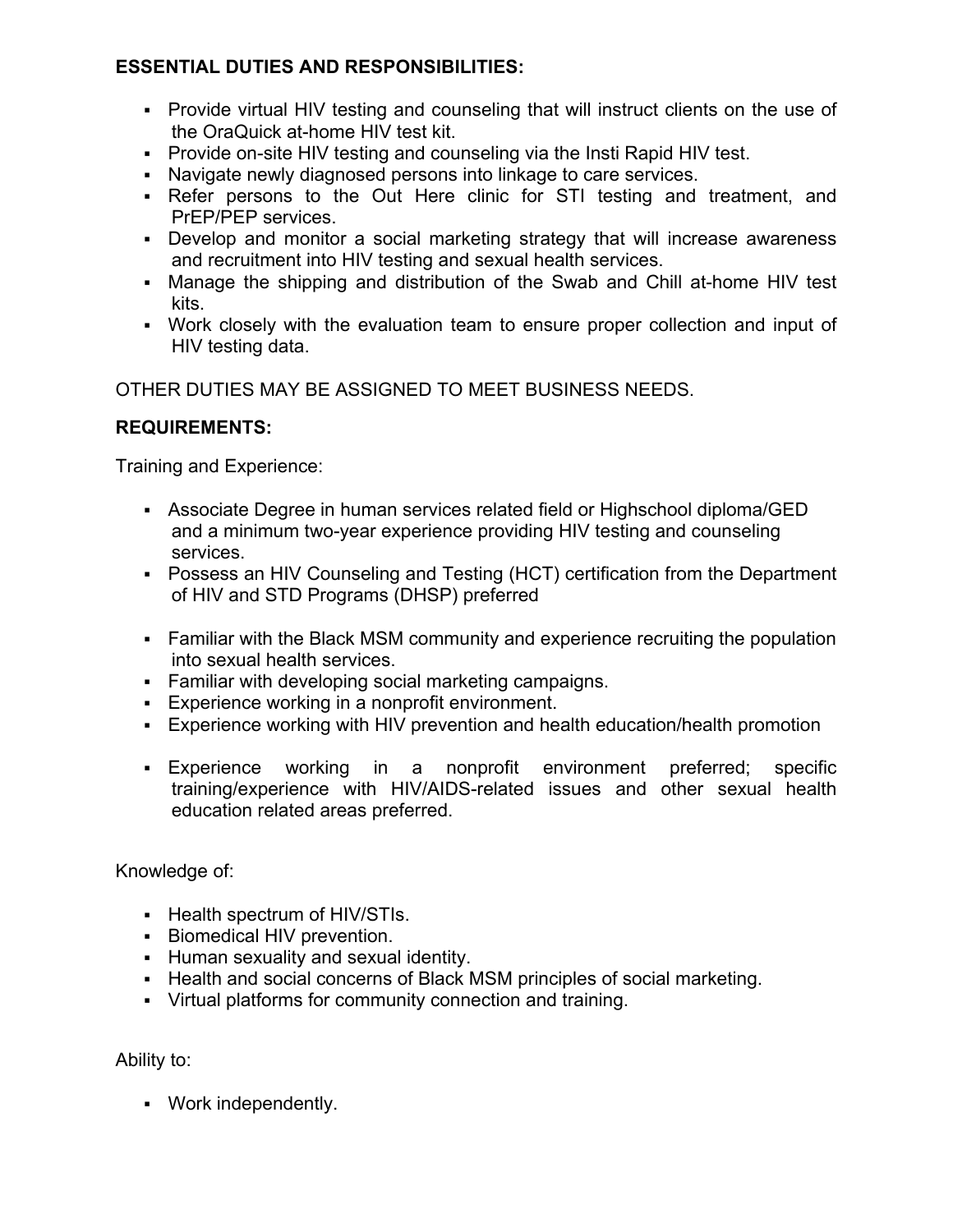**ESSENTIAL DUTIES AND RESPONSIBILITIES:**

- Provide virtual HIV testing and counseling that will instruct clients on the use of the OraQuick at-home HIV test kit.
- Provide on-site HIV testing and counseling via the Insti Rapid HIV test.
- Navigate newly diagnosed persons into linkage to care services.
- Refer persons to the Out Here clinic for STI testing and treatment, and PrEP/PEP services.
- Develop and monitor a social marketing strategy that will increase awareness and recruitment into HIV testing and sexual health services.
- Manage the shipping and distribution of the Swab and Chill at-home HIV test kits.
- Work closely with the evaluation team to ensure proper collection and input of HIV testing data.

OTHER DUTIES MAY BE ASSIGNED TO MEET BUSINESS NEEDS.

**REQUIREMENTS:**

Training and Experience:

- Associate Degree in human services related field or Highschool diploma/GED and a minimum two-year experience providing HIV testing and counseling services.
- Possess an HIV Counseling and Testing (HCT) certification from the Department of HIV and STD Programs (DHSP) preferred
- Familiar with the Black MSM community and experience recruiting the population into sexual health services.
- Familiar with developing social marketing campaigns.
- Experience working in a nonprofit environment.
- Experience working with HIV prevention and health education/health promotion
- Experience working in a nonprofit environment preferred; specific training/experience with HIV/AIDS-related issues and other sexual health education related areas preferred.

Knowledge of:

- Health spectrum of HIV/STIs.
- Biomedical HIV prevention.
- Human sexuality and sexual identity.
- Health and social concerns of Black MSM principles of social marketing.
- Virtual platforms for community connection and training.

Ability to:

- Work independently.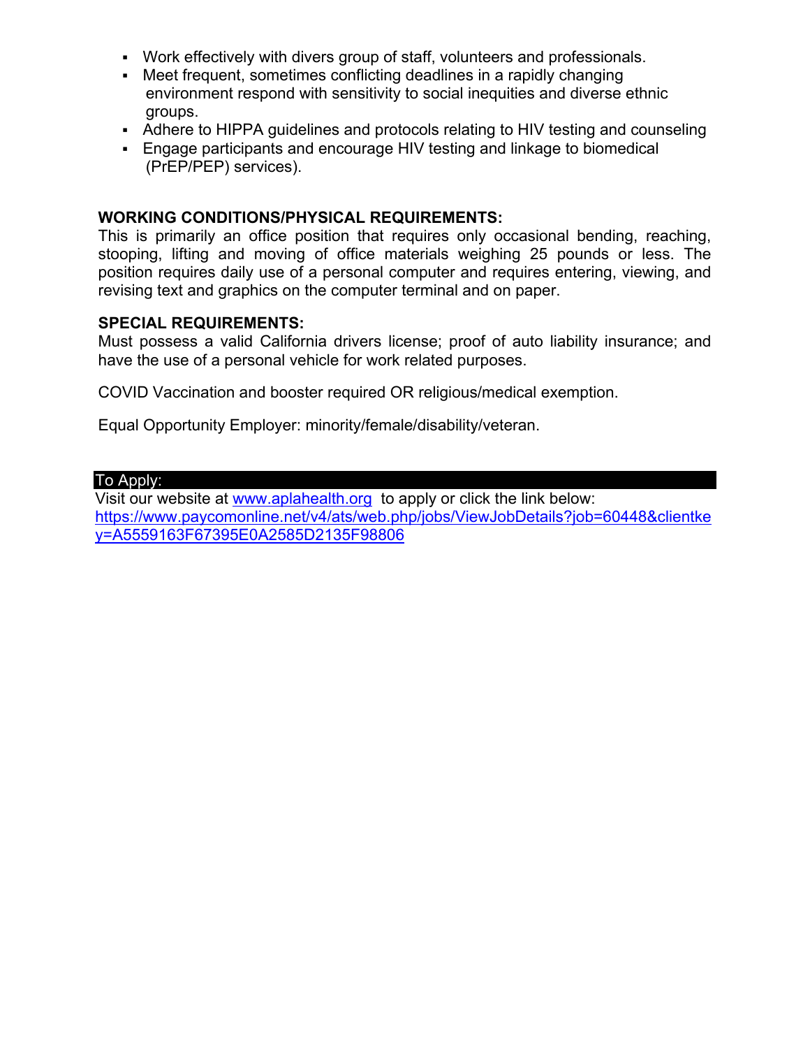- Work effectively with divers group of staff, volunteers and professionals.
- Meet frequent, sometimes conflicting deadlines in a rapidly changing environment respond with sensitivity to social inequities and diverse ethnic groups.
- Adhere to HIPPA guidelines and protocols relating to HIV testing and counseling
- Engage participants and encourage HIV testing and linkage to biomedical (PrEP/PEP) services).

**WORKING CONDITIONS/PHYSICAL REQUIREMENTS:**
This is primarily an office position that requires only occasional bending, reaching, stooping, lifting and moving of office materials weighing 25 pounds or less. The position requires daily use of a personal computer and requires entering, viewing, and revising text and graphics on the computer terminal and on paper.

**SPECIAL REQUIREMENTS:**
Must possess a valid California drivers license; proof of auto liability insurance; and have the use of a personal vehicle for work related purposes.

COVID Vaccination and booster required OR religious/medical exemption.

Equal Opportunity Employer: minority/female/disability/veteran.

To Apply:
Visit our website at www.aplahealth.org to apply or click the link below:
https://www.paycomonline.net/v4/ats/web.php/jobs/ViewJobDetails?job=60448&clientkey=A5559163F67395E0A2585D2135F98806